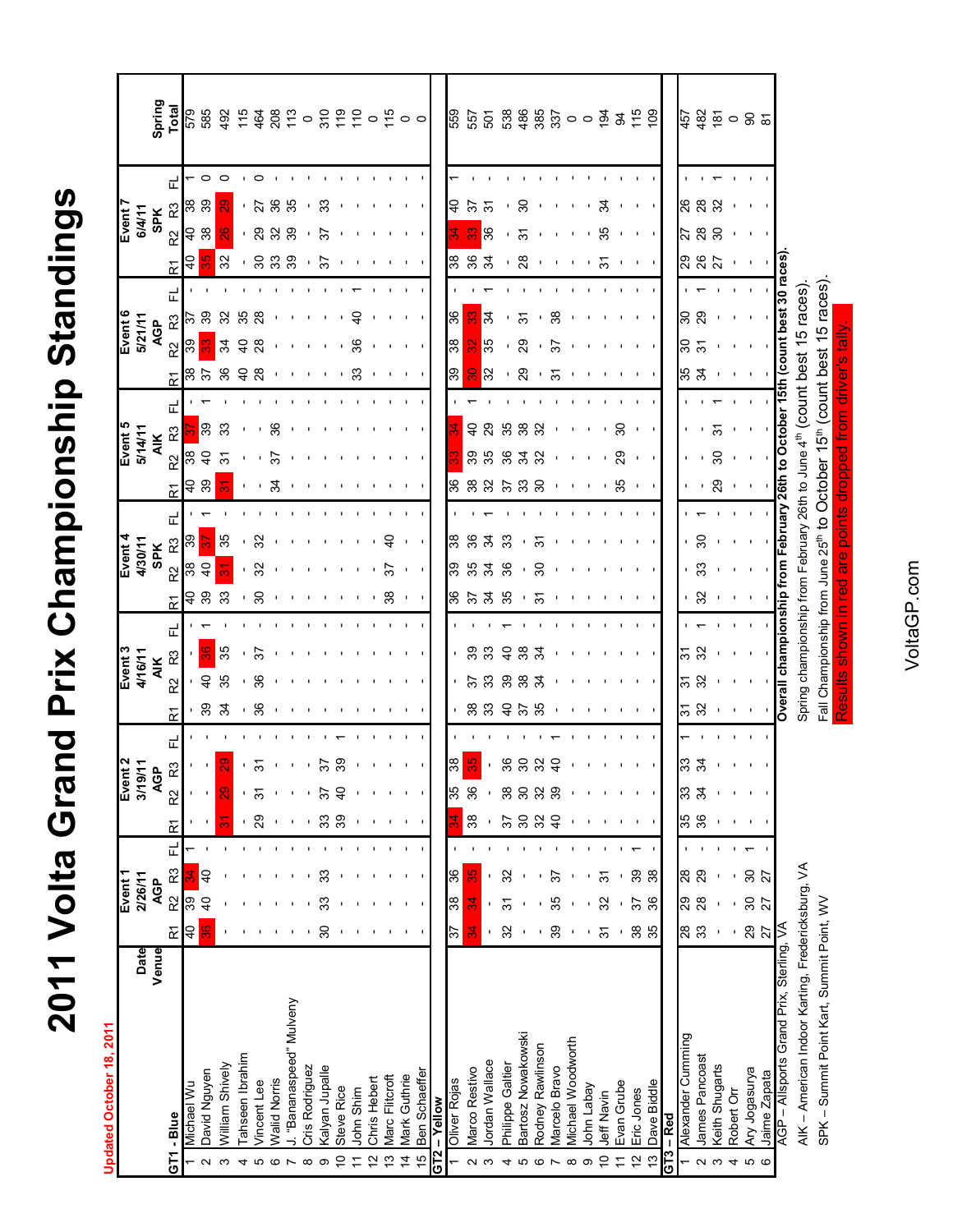# 2011 Volta Grand Prix Championship Standings

Updated October 18, 2011

| | Date / Venue | Event 1 2/26/11 AGP | | | | Event 2 3/19/11 AGP | | | | Event 3 4/16/11 AIK | | | | Event 4 4/30/11 SPK | | | | Event 5 5/14/11 AIK | | | | Event 6 5/21/11 AGP | | | | Event 7 6/4/11 SPK | | | | Spring Total |
|---|---|---|---|---|---|---|---|---|---|---|---|---|---|---|---|---|---|---|---|---|---|---|---|---|---|---|---|---|---|---|
| | | R1 | R2 | R3 | FL | R1 | R2 | R3 | FL | R1 | R2 | R3 | FL | R1 | R2 | R3 | FL | R1 | R2 | R3 | FL | R1 | R2 | R3 | FL | R1 | R2 | R3 | FL | |
| **GT1 - Blue** | | | | | | | | | | | | | | | | | | | | | | | | | | | | | | |
| 1 | Michael Wu | 40 | 39 | **34** | 1 | - | - | - | - | - | - | - | - | 40 | 38 | 39 | - | 40 | 38 | **37** | - | 38 | 39 | 37 | - | 40 | 40 | 38 | 1 | 579 |
| 2 | David Nguyen | **36** | 40 | 40 | - | - | - | - | - | 39 | 40 | **36** | 1 | 39 | 40 | **37** | 1 | 39 | 40 | 39 | 1 | 37 | **33** | 39 | - | **35** | 38 | 39 | 0 | 585 |
| 3 | William Shively | - | - | - | - | **31** | **29** | **29** | - | 34 | 35 | 35 | - | 33 | **31** | 35 | - | **31** | 31 | 33 | - | 36 | 34 | 32 | - | 32 | **26** | **29** | 0 | 492 |
| 4 | Tahseen Ibrahim | - | - | - | - | - | - | - | - | - | - | - | - | - | - | - | - | - | - | - | - | 40 | 40 | 35 | - | - | - | - | - | 115 |
| 5 | Vincent Lee | - | - | - | - | 29 | 31 | 31 | - | 36 | 36 | 37 | - | 30 | 32 | 32 | - | - | - | - | - | 28 | 28 | 28 | - | 30 | 29 | 27 | 0 | 464 |
| 6 | Walid Norris | - | - | - | - | - | - | - | - | - | - | - | - | - | - | - | - | 34 | 37 | 36 | - | - | - | - | - | 33 | 32 | 36 | - | 208 |
| 7 | J. "Bananaspeed" Mulveny | - | - | - | - | - | - | - | - | - | - | - | - | - | - | - | - | - | - | - | - | - | - | - | - | 39 | 39 | 35 | - | 113 |
| 8 | Cris Rodriguez | - | - | - | - | - | - | - | - | - | - | - | - | - | - | - | - | - | - | - | - | - | - | - | - | - | - | - | - | 0 |
| 9 | Kalyan Jupalle | 30 | 33 | 33 | - | 33 | 37 | 37 | - | - | - | - | - | - | - | - | - | - | - | - | - | - | - | - | - | 37 | 37 | 33 | - | 310 |
| 10 | Steve Rice | - | - | - | - | 39 | 40 | 39 | 1 | - | - | - | - | - | - | - | - | - | - | - | - | - | - | - | - | - | - | - | - | 119 |
| 11 | John Shim | - | - | - | - | - | - | - | - | - | - | - | - | - | - | - | - | - | - | - | - | 33 | 36 | 40 | 1 | - | - | - | - | 110 |
| 12 | Chris Hebert | - | - | - | - | - | - | - | - | - | - | - | - | - | - | - | - | - | - | - | - | - | - | - | - | - | - | - | - | 0 |
| 13 | Marc Flitcroft | - | - | - | - | - | - | - | - | - | - | - | - | 38 | 37 | 40 | - | - | - | - | - | - | - | - | - | - | - | - | - | 115 |
| 14 | Mark Guthrie | - | - | - | - | - | - | - | - | - | - | - | - | - | - | - | - | - | - | - | - | - | - | - | - | - | - | - | - | 0 |
| 15 | Ben Schaeffer | - | - | - | - | - | - | - | - | - | - | - | - | - | - | - | - | - | - | - | - | - | - | - | - | - | - | - | - | 0 |
| **GT2 – Yellow** | | | | | | | | | | | | | | | | | | | | | | | | | | | | | | |
| 1 | Oliver Rojas | 37 | 38 | 36 | - | **34** | 35 | 38 | - | - | - | - | - | 36 | 39 | 38 | - | 36 | **33** | **34** | - | 39 | 38 | 36 | - | 38 | **34** | 40 | 1 | 559 |
| 2 | Marco Restivo | **34** | **34** | **35** | - | 38 | 36 | **35** | - | 38 | 37 | 39 | - | 37 | 35 | 36 | - | 38 | 39 | 40 | 1 | **30** | **32** | **33** | - | 36 | **33** | 37 | - | 557 |
| 3 | Jordan Wallace | - | - | - | - | - | - | - | - | 33 | 33 | 33 | - | 34 | 34 | 34 | 1 | 32 | 35 | 29 | - | 32 | 35 | 34 | 1 | 34 | 36 | 31 | - | 501 |
| 4 | Philippe Galtier | 32 | 31 | 32 | - | 37 | 38 | 36 | - | 40 | 39 | 40 | 1 | 35 | 36 | 33 | - | 37 | 36 | 35 | - | - | - | - | - | - | - | - | - | 538 |
| 5 | Bartosz Nowakowski | - | - | - | - | 30 | 30 | 30 | - | 37 | 38 | 38 | - | - | - | - | - | 33 | 34 | 38 | - | 29 | 29 | 31 | - | 28 | 31 | 30 | - | 486 |
| 6 | Rodney Rawlinson | - | - | - | - | 32 | 32 | 32 | - | 35 | 34 | 34 | - | 31 | 30 | 31 | - | 30 | 32 | 32 | - | - | - | - | - | - | - | - | - | 385 |
| 7 | Marcelo Bravo | 39 | 35 | 37 | - | 40 | 39 | 40 | 1 | - | - | - | - | - | - | - | - | - | - | - | - | 31 | 37 | 38 | - | - | - | - | - | 337 |
| 8 | Michael Woodworth | - | - | - | - | - | - | - | - | - | - | - | - | - | - | - | - | - | - | - | - | - | - | - | - | - | - | - | - | 0 |
| 9 | John Labay | - | - | - | - | - | - | - | - | - | - | - | - | - | - | - | - | - | - | - | - | - | - | - | - | - | - | - | - | 0 |
| 10 | Jeff Navin | 31 | 32 | 31 | - | - | - | - | - | - | - | - | - | - | - | - | - | - | - | - | - | - | - | - | - | 31 | 35 | 34 | - | 194 |
| 11 | Evan Grube | - | - | - | - | - | - | - | - | - | - | - | - | - | - | - | - | 35 | 29 | 30 | - | - | - | - | - | - | - | - | - | 94 |
| 12 | Eric Jones | 38 | 37 | 39 | 1 | - | - | - | - | - | - | - | - | - | - | - | - | - | - | - | - | - | - | - | - | - | - | - | - | 115 |
| 13 | Dave Biddle | 35 | 36 | 38 | - | - | - | - | - | - | - | - | - | - | - | - | - | - | - | - | - | - | - | - | - | - | - | - | - | 109 |
| **GT3 – Red** | | | | | | | | | | | | | | | | | | | | | | | | | | | | | | |
| 1 | Alexander Cumming | 28 | 29 | 28 | - | 35 | 33 | 33 | 1 | 31 | 31 | 31 | - | - | - | - | - | - | - | - | - | 35 | 30 | 30 | - | 29 | 27 | 26 | - | 457 |
| 2 | James Pancoast | 33 | 28 | 29 | - | 36 | 34 | 34 | - | 32 | 32 | 32 | 1 | 32 | 33 | 30 | 1 | - | - | - | - | 34 | 31 | 29 | 1 | 26 | 28 | 28 | - | 482 |
| 3 | Keith Shugarts | - | - | - | - | - | - | - | - | - | - | - | - | - | - | - | - | 29 | 30 | 31 | 1 | - | - | - | - | 27 | 30 | 32 | 1 | 181 |
| 4 | Robert Orr | - | - | - | - | - | - | - | - | - | - | - | - | - | - | - | - | - | - | - | - | - | - | - | - | - | - | - | - | 0 |
| 5 | Ary Jogasurya | 29 | 30 | 30 | 1 | - | - | - | - | - | - | - | - | - | - | - | - | - | - | - | - | - | - | - | - | - | - | - | - | 90 |
| 6 | Jaime Zapata | 27 | 27 | 27 | - | - | - | - | - | - | - | - | - | - | - | - | - | - | - | - | - | - | - | - | - | - | - | - | - | 81 |

AGP – Allsports Grand Prix, Sterling, VA

AIK – American Indoor Karting, Fredericksburg, VA

SPK – Summit Point Kart, Summit Point, WV

**Overall championship from February 26th to October 15th (count best 30 races).**

Spring championship from February 26th to June 4th (count best 15 races).

Fall Championship from June 25th to October 15th (count best 15 races).

Results shown in red are points dropped from driver's tally.

VoltaGP.com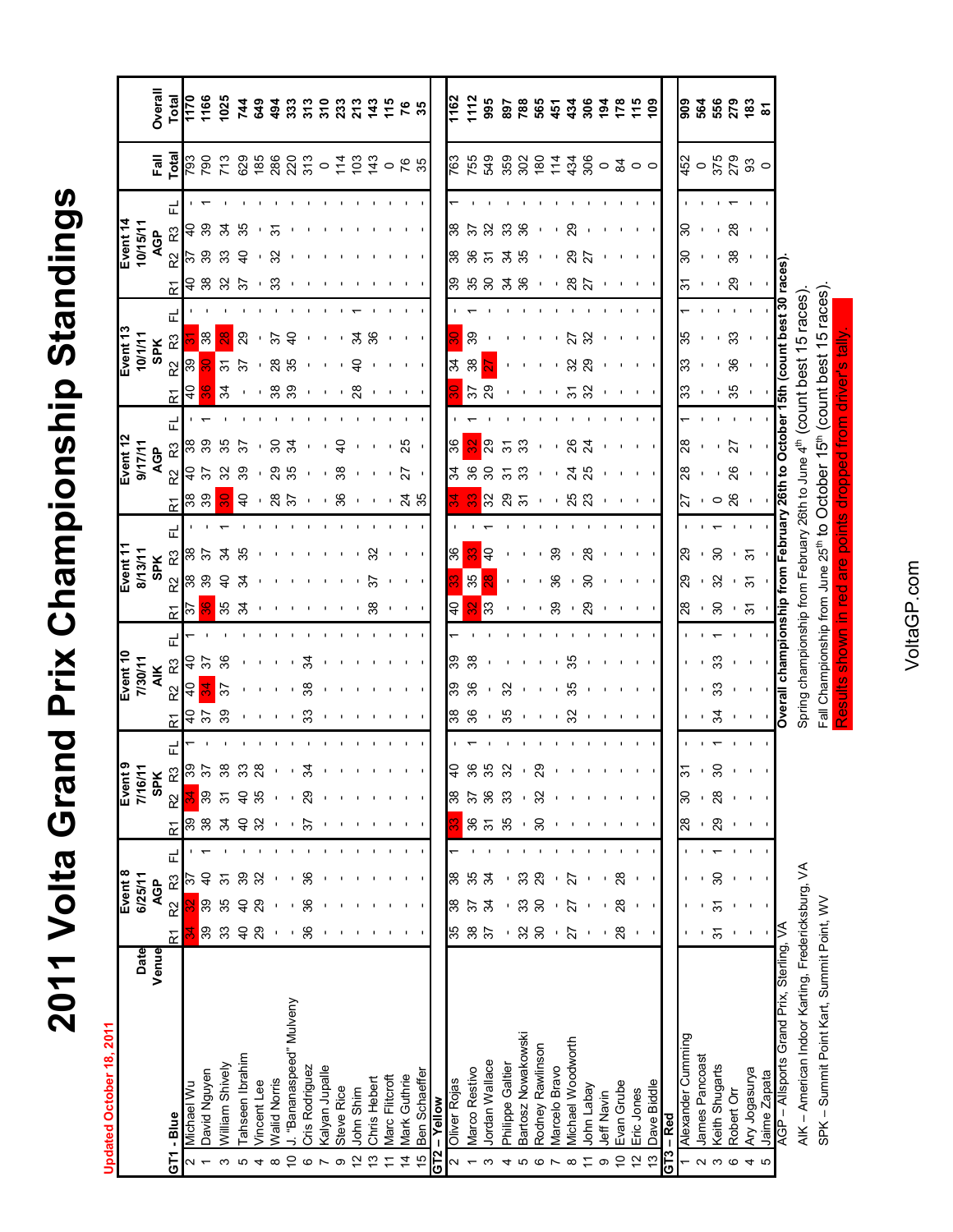# 2011 Volta Grand Prix Championship Standings

Updated October 18, 2011

| | Date / Venue | Event 8 6/25/11 AGP | | | | Event 9 7/16/11 SPK | | | | Event 10 7/30/11 AIK | | | | Event 11 8/13/11 SPK | | | | Event 12 9/17/11 AGP | | | | Event 13 10/1/11 SPK | | | | Event 14 10/15/11 AGP | | | | Fall Total | Overall Total |
|---|---|---|---|---|---|---|---|---|---|---|---|---|---|---|---|---|---|---|---|---|---|---|---|---|---|---|---|---|---|---|---|
| | **GT1 - Blue** | R1 | R2 | R3 | FL | R1 | R2 | R3 | FL | R1 | R2 | R3 | FL | R1 | R2 | R3 | FL | R1 | R2 | R3 | FL | R1 | R2 | R3 | FL | R1 | R2 | R3 | FL | | |
| 2 | Michael Wu | 34 | 32 | 37 | - | 39 | 34 | 39 | 1 | 40 | 40 | 40 | 1 | 37 | 38 | 38 | - | 38 | 40 | 38 | - | 40 | 39 | 31 | - | 40 | 37 | 40 | - | 793 | **1170** |
| 1 | David Nguyen | 39 | 39 | 40 | 1 | 38 | 39 | 37 | - | 37 | 34 | 37 | - | 36 | 39 | 37 | - | 39 | 37 | 39 | 1 | 36 | 30 | 38 | - | 38 | 39 | 39 | 1 | 790 | **1166** |
| 3 | William Shively | 33 | 35 | 31 | - | 34 | 31 | 38 | - | 39 | 37 | 36 | - | 35 | 40 | 34 | 1 | 30 | 32 | 35 | - | 34 | 31 | 28 | - | 32 | 33 | 34 | - | 713 | **1025** |
| 5 | Tahseen Ibrahim | 40 | 40 | 39 | - | 40 | 40 | 33 | - | - | - | - | - | 34 | 34 | 35 | - | 40 | 39 | 37 | - | - | 37 | 29 | - | 37 | 40 | 35 | - | 629 | **744** |
| 4 | Vincent Lee | 29 | 29 | 32 | - | 32 | 35 | 28 | - | - | - | - | - | - | - | - | - | - | - | - | - | - | - | - | - | - | - | - | - | 185 | **649** |
| 8 | Walid Norris | - | - | - | - | - | - | - | - | - | - | - | - | - | - | - | - | 28 | 29 | 30 | - | 38 | 28 | 37 | - | 33 | 32 | 31 | - | 286 | **494** |
| 10 | J. "Bananaspeed" Mulveny | - | - | - | - | - | - | - | - | - | - | - | - | - | - | - | - | 37 | 35 | 34 | - | 39 | 35 | 40 | - | - | - | - | - | 220 | **333** |
| 6 | Cris Rodriguez | 36 | 36 | 36 | - | 37 | 29 | 34 | - | 33 | 38 | 34 | - | - | - | - | - | - | - | - | - | - | - | - | - | - | - | - | - | 313 | **313** |
| 7 | Kalyan Jupalle | - | - | - | - | - | - | - | - | - | - | - | - | - | - | - | - | - | - | - | - | - | - | - | - | - | - | - | - | 0 | **310** |
| 9 | Steve Rice | - | - | - | - | - | - | - | - | - | - | - | - | - | - | - | - | 36 | 38 | 40 | - | - | - | - | - | - | - | - | - | 114 | **233** |
| 12 | John Shim | - | - | - | - | - | - | - | - | - | - | - | - | - | - | - | - | - | - | - | - | 28 | 40 | 34 | 1 | - | - | - | - | 103 | **213** |
| 13 | Chris Hebert | - | - | - | - | - | - | - | - | - | - | - | - | 38 | 37 | 32 | - | - | - | - | - | - | - | 36 | - | - | - | - | - | 143 | **143** |
| 11 | Marc Flitcroft | - | - | - | - | - | - | - | - | - | - | - | - | - | - | - | - | - | - | - | - | - | - | - | - | - | - | - | - | 0 | **115** |
| 14 | Mark Guthrie | - | - | - | - | - | - | - | - | - | - | - | - | - | - | - | - | 24 | 27 | 25 | - | - | - | - | - | - | - | - | - | 76 | **76** |
| 15 | Ben Schaeffer | - | - | - | - | - | - | - | - | - | - | - | - | - | - | - | - | 35 | - | - | - | - | - | - | - | - | - | - | - | 35 | **35** |
| | **GT2 – Yellow** | | | | | | | | | | | | | | | | | | | | | | | | | | | | | | |
| 2 | Oliver Rojas | 35 | 38 | 38 | 1 | 33 | 38 | 40 | - | 38 | 39 | 39 | 1 | 40 | 33 | 36 | - | 34 | 34 | 36 | - | 30 | 34 | 30 | - | 39 | 38 | 38 | 1 | 763 | **1162** |
| 1 | Marco Restivo | 38 | 37 | 35 | - | 36 | 37 | 36 | 1 | 36 | 36 | 38 | - | 32 | 35 | 33 | - | 33 | 36 | 32 | 1 | 37 | 38 | 39 | 1 | 35 | 36 | 37 | - | 755 | **1112** |
| 3 | Jordan Wallace | 37 | 34 | 34 | - | 31 | 36 | 35 | - | - | - | - | - | 33 | 28 | 40 | 1 | 32 | 30 | 29 | - | 29 | 27 | - | - | 30 | 31 | 32 | - | 549 | **995** |
| 4 | Philippe Galtier | - | - | - | - | 35 | 33 | 32 | - | 35 | 32 | - | - | - | - | - | - | 29 | 31 | 31 | - | - | - | - | - | 34 | 34 | 33 | - | 359 | **897** |
| 5 | Bartosz Nowakowski | 32 | 33 | 33 | - | - | - | - | - | - | - | - | - | - | - | - | - | 31 | 33 | 33 | - | - | - | - | - | 36 | 35 | 36 | - | 302 | **788** |
| 6 | Rodney Rawlinson | 30 | 30 | 29 | - | 30 | 32 | 29 | - | - | - | - | - | - | - | - | - | - | - | - | - | - | - | - | - | - | - | - | - | 180 | **565** |
| 7 | Marcelo Bravo | - | - | - | - | - | - | - | - | - | - | - | - | 39 | 36 | 39 | - | - | - | - | - | - | - | - | - | - | - | - | - | 114 | **451** |
| 8 | Michael Woodworth | 27 | 27 | 27 | - | - | - | - | - | 32 | 35 | 35 | - | - | - | - | - | 25 | 24 | 26 | - | 31 | 32 | 27 | - | 28 | 29 | 29 | - | 434 | **434** |
| 11 | John Labay | - | - | - | - | - | - | - | - | - | - | - | - | 29 | 30 | 28 | - | 23 | 25 | 24 | - | 32 | 29 | 32 | - | 27 | 27 | - | - | 306 | **306** |
| 9 | Jeff Navin | - | - | - | - | - | - | - | - | - | - | - | - | - | - | - | - | - | - | - | - | - | - | - | - | - | - | - | - | 0 | **194** |
| 10 | Evan Grube | 28 | 28 | 28 | - | - | - | - | - | - | - | - | - | - | - | - | - | - | - | - | - | - | - | - | - | - | - | - | - | 84 | **178** |
| 12 | Eric Jones | - | - | - | - | - | - | - | - | - | - | - | - | - | - | - | - | - | - | - | - | - | - | - | - | - | - | - | - | 0 | **115** |
| 13 | Dave Biddle | - | - | - | - | - | - | - | - | - | - | - | - | - | - | - | - | - | - | - | - | - | - | - | - | - | - | - | - | 0 | **109** |
| | **GT3 – Red** | | | | | | | | | | | | | | | | | | | | | | | | | | | | | | |
| 1 | Alexander Cumming | - | - | - | - | 28 | 30 | 31 | - | - | - | - | - | 28 | 29 | 29 | - | 27 | 28 | 28 | 1 | 33 | 33 | 35 | 1 | 31 | 30 | 30 | - | 452 | **909** |
| 2 | James Pancoast | - | - | - | - | - | - | - | - | - | - | - | - | - | - | - | - | - | - | - | - | - | - | - | - | - | - | - | - | 0 | **564** |
| 3 | Keith Shugarts | 31 | 31 | 30 | 1 | 29 | 28 | 30 | 1 | 34 | 33 | 33 | 1 | 30 | 32 | 30 | 1 | 0 | - | - | - | - | - | - | - | - | - | - | - | 375 | **556** |
| 6 | Robert Orr | - | - | - | - | - | - | - | - | - | - | - | - | - | - | - | - | 26 | 26 | 27 | - | 35 | 36 | 33 | - | 29 | 38 | 28 | 1 | 279 | **279** |
| 4 | Ary Jogasurya | - | - | - | - | - | - | - | - | - | - | - | - | 31 | 31 | 31 | - | - | - | - | - | - | - | - | - | - | - | - | - | 93 | **183** |
| 5 | Jaime Zapata | - | - | - | - | - | - | - | - | - | - | - | - | - | - | - | - | - | - | - | - | - | - | - | - | - | - | - | - | 0 | **81** |

AGP – Allsports Grand Prix, Sterling, VA

AIK – American Indoor Karting, Fredericksburg, VA

SPK – Summit Point Kart, Summit Point, WV

**Overall championship from February 26th to October 15th (count best 30 races).**

Spring championship from February 26th to June 4th (count best 15 races).

Fall Championship from June 25th to October 15th (count best 15 races).

Results shown in red are points dropped from driver's tally.

VoltaGP.com